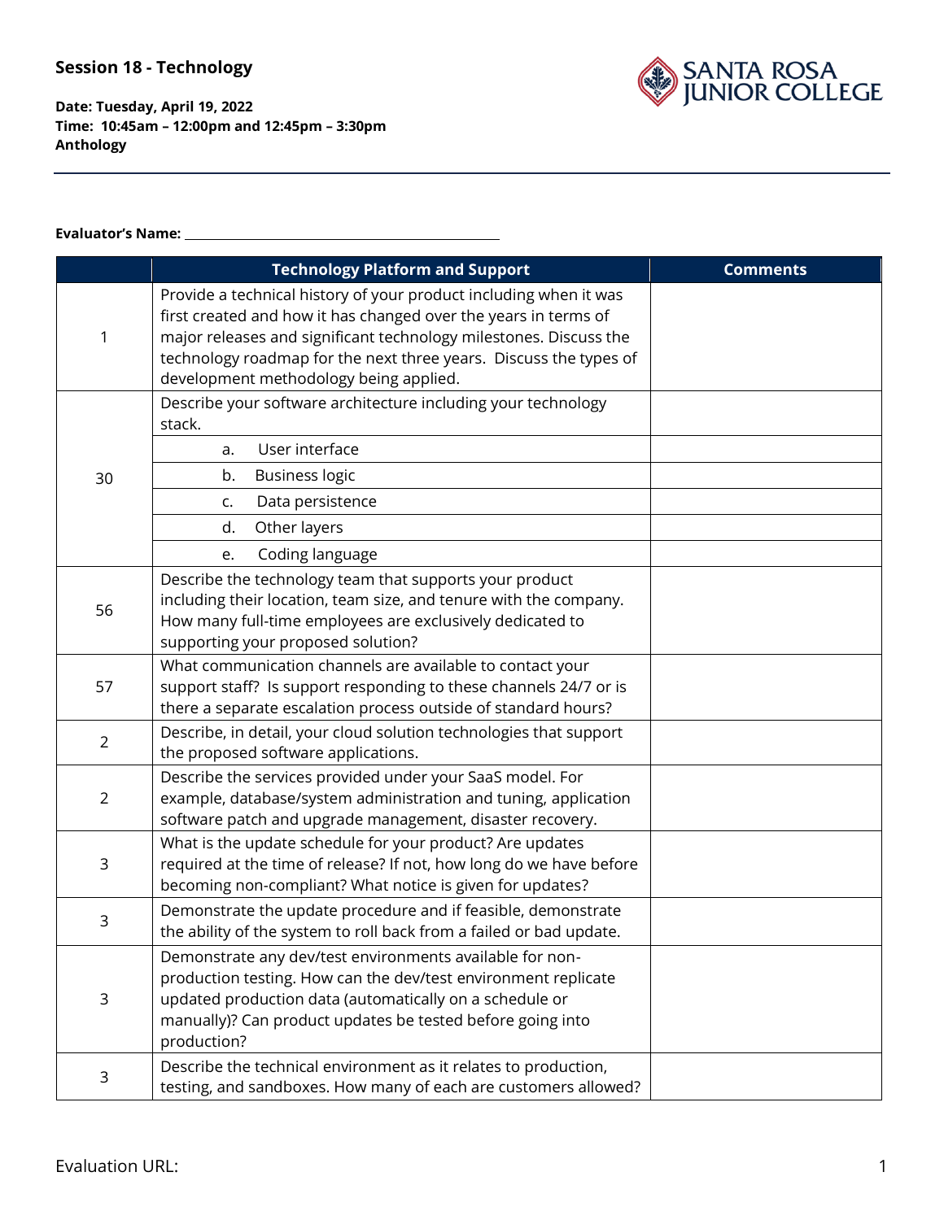## Session 18 - Technology

**Date: Tuesday, April 19, 2022**
**Time: 10:45am – 12:00pm and 12:45pm – 3:30pm**
**Anthology**

**Evaluator's Name:** ______________________________

| | Technology Platform and Support | Comments |
|---|---|---|
| 1 | Provide a technical history of your product including when it was first created and how it has changed over the years in terms of major releases and significant technology milestones. Discuss the technology roadmap for the next three years. Discuss the types of development methodology being applied. | |
| 30 | Describe your software architecture including your technology stack. | |
| | a. User interface | |
| | b. Business logic | |
| | c. Data persistence | |
| | d. Other layers | |
| | e. Coding language | |
| 56 | Describe the technology team that supports your product including their location, team size, and tenure with the company. How many full-time employees are exclusively dedicated to supporting your proposed solution? | |
| 57 | What communication channels are available to contact your support staff? Is support responding to these channels 24/7 or is there a separate escalation process outside of standard hours? | |
| 2 | Describe, in detail, your cloud solution technologies that support the proposed software applications. | |
| 2 | Describe the services provided under your SaaS model. For example, database/system administration and tuning, application software patch and upgrade management, disaster recovery. | |
| 3 | What is the update schedule for your product? Are updates required at the time of release? If not, how long do we have before becoming non-compliant? What notice is given for updates? | |
| 3 | Demonstrate the update procedure and if feasible, demonstrate the ability of the system to roll back from a failed or bad update. | |
| 3 | Demonstrate any dev/test environments available for non-production testing. How can the dev/test environment replicate updated production data (automatically on a schedule or manually)? Can product updates be tested before going into production? | |
| 3 | Describe the technical environment as it relates to production, testing, and sandboxes. How many of each are customers allowed? | |

Evaluation URL: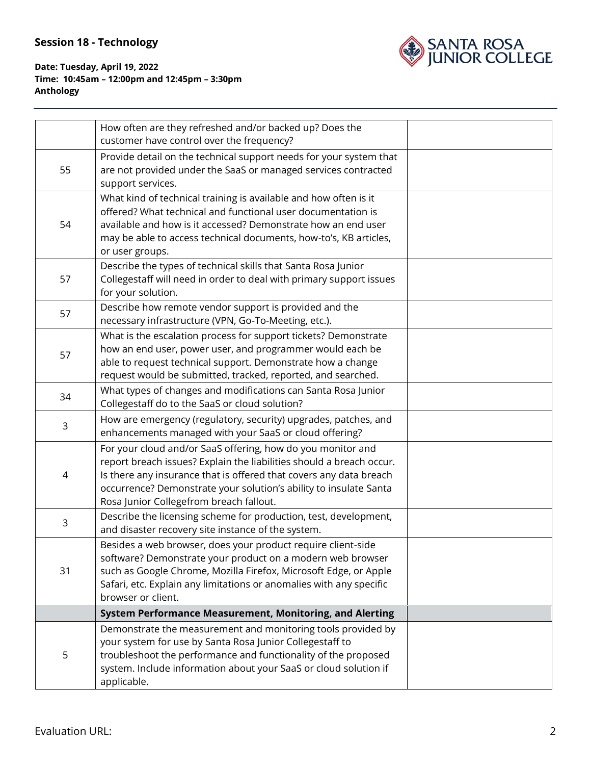**Session 18 - Technology**

**Date: Tuesday, April 19, 2022**
**Time: 10:45am – 12:00pm and 12:45pm – 3:30pm**
**Anthology**

| | | |
|---|---|---|
| | How often are they refreshed and/or backed up? Does the customer have control over the frequency? | |
| 55 | Provide detail on the technical support needs for your system that are not provided under the SaaS or managed services contracted support services. | |
| 54 | What kind of technical training is available and how often is it offered? What technical and functional user documentation is available and how is it accessed? Demonstrate how an end user may be able to access technical documents, how-to's, KB articles, or user groups. | |
| 57 | Describe the types of technical skills that Santa Rosa Junior Collegestaff will need in order to deal with primary support issues for your solution. | |
| 57 | Describe how remote vendor support is provided and the necessary infrastructure (VPN, Go-To-Meeting, etc.). | |
| 57 | What is the escalation process for support tickets? Demonstrate how an end user, power user, and programmer would each be able to request technical support. Demonstrate how a change request would be submitted, tracked, reported, and searched. | |
| 34 | What types of changes and modifications can Santa Rosa Junior Collegestaff do to the SaaS or cloud solution? | |
| 3 | How are emergency (regulatory, security) upgrades, patches, and enhancements managed with your SaaS or cloud offering? | |
| 4 | For your cloud and/or SaaS offering, how do you monitor and report breach issues? Explain the liabilities should a breach occur. Is there any insurance that is offered that covers any data breach occurrence? Demonstrate your solution's ability to insulate Santa Rosa Junior Collegefrom breach fallout. | |
| 3 | Describe the licensing scheme for production, test, development, and disaster recovery site instance of the system. | |
| 31 | Besides a web browser, does your product require client-side software? Demonstrate your product on a modern web browser such as Google Chrome, Mozilla Firefox, Microsoft Edge, or Apple Safari, etc. Explain any limitations or anomalies with any specific browser or client. | |
| | **System Performance Measurement, Monitoring, and Alerting** | |
| 5 | Demonstrate the measurement and monitoring tools provided by your system for use by Santa Rosa Junior Collegestaff to troubleshoot the performance and functionality of the proposed system. Include information about your SaaS or cloud solution if applicable. | |

Evaluation URL: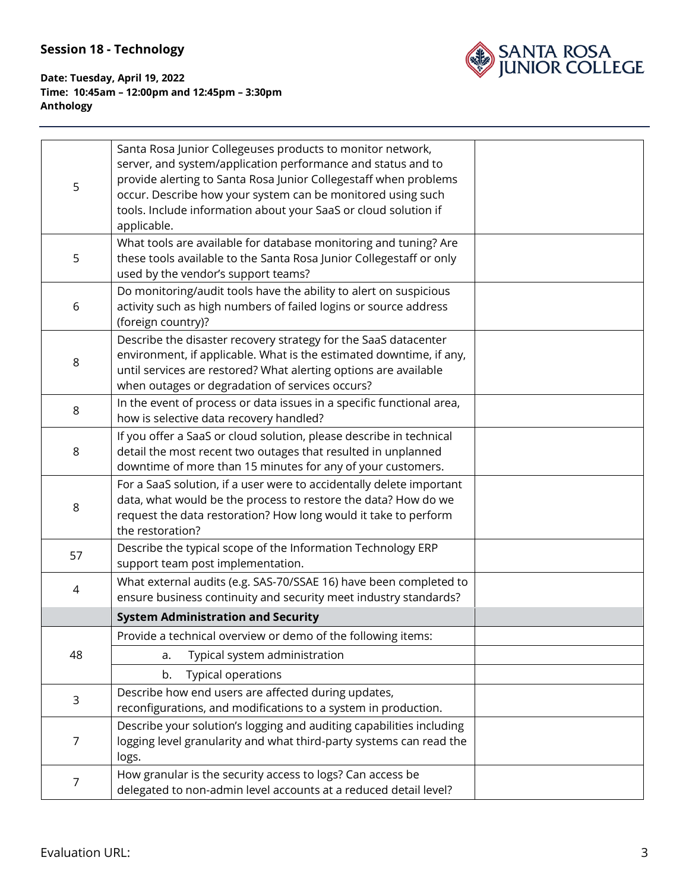## Session 18 - Technology

**Date: Tuesday, April 19, 2022**
**Time: 10:45am – 12:00pm and 12:45pm – 3:30pm**
**Anthology**

| | | |
|---|---|---|
| 5 | Santa Rosa Junior Collegeuses products to monitor network, server, and system/application performance and status and to provide alerting to Santa Rosa Junior Collegestaff when problems occur. Describe how your system can be monitored using such tools. Include information about your SaaS or cloud solution if applicable. | |
| 5 | What tools are available for database monitoring and tuning? Are these tools available to the Santa Rosa Junior Collegestaff or only used by the vendor's support teams? | |
| 6 | Do monitoring/audit tools have the ability to alert on suspicious activity such as high numbers of failed logins or source address (foreign country)? | |
| 8 | Describe the disaster recovery strategy for the SaaS datacenter environment, if applicable. What is the estimated downtime, if any, until services are restored? What alerting options are available when outages or degradation of services occurs? | |
| 8 | In the event of process or data issues in a specific functional area, how is selective data recovery handled? | |
| 8 | If you offer a SaaS or cloud solution, please describe in technical detail the most recent two outages that resulted in unplanned downtime of more than 15 minutes for any of your customers. | |
| 8 | For a SaaS solution, if a user were to accidentally delete important data, what would be the process to restore the data? How do we request the data restoration? How long would it take to perform the restoration? | |
| 57 | Describe the typical scope of the Information Technology ERP support team post implementation. | |
| 4 | What external audits (e.g. SAS-70/SSAE 16) have been completed to ensure business continuity and security meet industry standards? | |
| | **System Administration and Security** | |
| 48 | Provide a technical overview or demo of the following items: | |
| | a. Typical system administration | |
| | b. Typical operations | |
| 3 | Describe how end users are affected during updates, reconfigurations, and modifications to a system in production. | |
| 7 | Describe your solution's logging and auditing capabilities including logging level granularity and what third-party systems can read the logs. | |
| 7 | How granular is the security access to logs? Can access be delegated to non-admin level accounts at a reduced detail level? | |

Evaluation URL: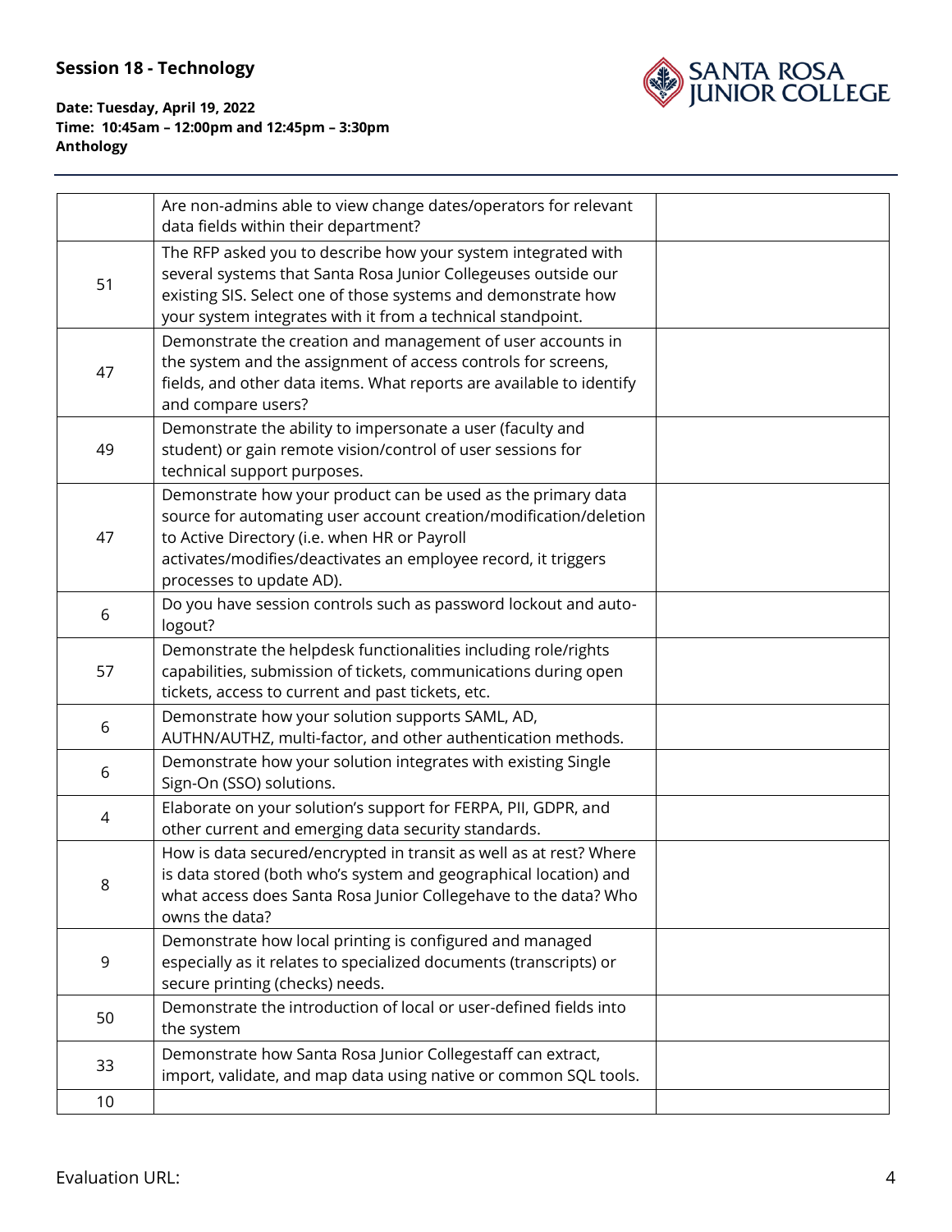**Session 18 - Technology**

**Date: Tuesday, April 19, 2022**
**Time: 10:45am – 12:00pm and 12:45pm – 3:30pm**
**Anthology**

| | | |
|---|---|---|
| | Are non-admins able to view change dates/operators for relevant data fields within their department? | |
| 51 | The RFP asked you to describe how your system integrated with several systems that Santa Rosa Junior Collegeuses outside our existing SIS. Select one of those systems and demonstrate how your system integrates with it from a technical standpoint. | |
| 47 | Demonstrate the creation and management of user accounts in the system and the assignment of access controls for screens, fields, and other data items. What reports are available to identify and compare users? | |
| 49 | Demonstrate the ability to impersonate a user (faculty and student) or gain remote vision/control of user sessions for technical support purposes. | |
| 47 | Demonstrate how your product can be used as the primary data source for automating user account creation/modification/deletion to Active Directory (i.e. when HR or Payroll activates/modifies/deactivates an employee record, it triggers processes to update AD). | |
| 6 | Do you have session controls such as password lockout and auto-logout? | |
| 57 | Demonstrate the helpdesk functionalities including role/rights capabilities, submission of tickets, communications during open tickets, access to current and past tickets, etc. | |
| 6 | Demonstrate how your solution supports SAML, AD, AUTHN/AUTHZ, multi-factor, and other authentication methods. | |
| 6 | Demonstrate how your solution integrates with existing Single Sign-On (SSO) solutions. | |
| 4 | Elaborate on your solution's support for FERPA, PII, GDPR, and other current and emerging data security standards. | |
| 8 | How is data secured/encrypted in transit as well as at rest? Where is data stored (both who's system and geographical location) and what access does Santa Rosa Junior Collegehave to the data? Who owns the data? | |
| 9 | Demonstrate how local printing is configured and managed especially as it relates to specialized documents (transcripts) or secure printing (checks) needs. | |
| 50 | Demonstrate the introduction of local or user-defined fields into the system | |
| 33 | Demonstrate how Santa Rosa Junior Collegestaff can extract, import, validate, and map data using native or common SQL tools. | |
| 10 | | |

Evaluation URL: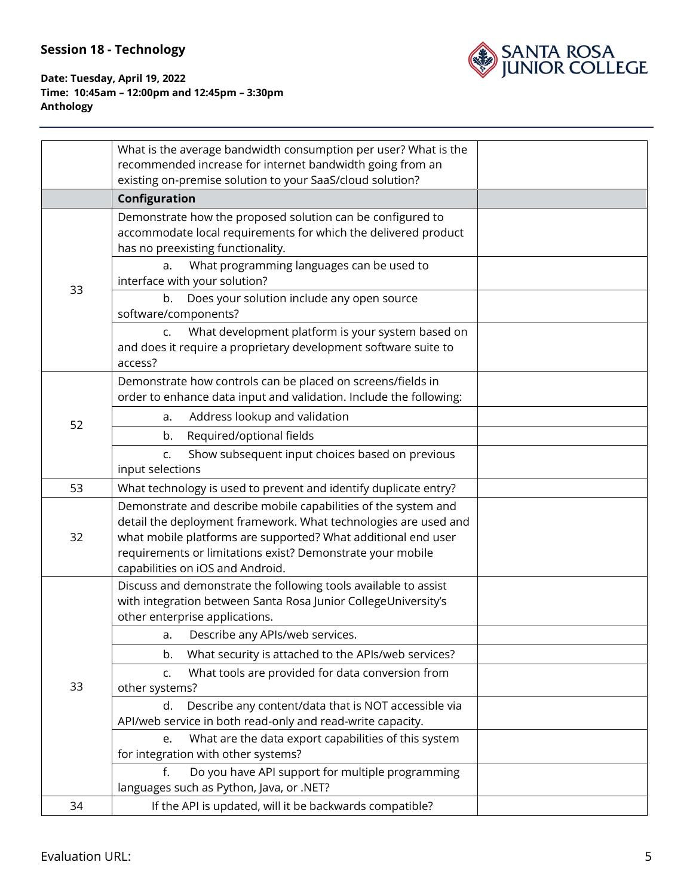**Session 18 - Technology**

**Date: Tuesday, April 19, 2022**
**Time: 10:45am – 12:00pm and 12:45pm – 3:30pm**
**Anthology**

| | | |
|---|---|---|
| | What is the average bandwidth consumption per user? What is the recommended increase for internet bandwidth going from an existing on-premise solution to your SaaS/cloud solution? | |
| | **Configuration** | |
| 33 | Demonstrate how the proposed solution can be configured to accommodate local requirements for which the delivered product has no preexisting functionality. | |
| | a. What programming languages can be used to interface with your solution? | |
| | b. Does your solution include any open source software/components? | |
| | c. What development platform is your system based on and does it require a proprietary development software suite to access? | |
| 52 | Demonstrate how controls can be placed on screens/fields in order to enhance data input and validation. Include the following: | |
| | a. Address lookup and validation | |
| | b. Required/optional fields | |
| | c. Show subsequent input choices based on previous input selections | |
| 53 | What technology is used to prevent and identify duplicate entry? | |
| 32 | Demonstrate and describe mobile capabilities of the system and detail the deployment framework. What technologies are used and what mobile platforms are supported? What additional end user requirements or limitations exist? Demonstrate your mobile capabilities on iOS and Android. | |
| 33 | Discuss and demonstrate the following tools available to assist with integration between Santa Rosa Junior CollegeUniversity's other enterprise applications. | |
| | a. Describe any APIs/web services. | |
| | b. What security is attached to the APIs/web services? | |
| | c. What tools are provided for data conversion from other systems? | |
| | d. Describe any content/data that is NOT accessible via API/web service in both read-only and read-write capacity. | |
| | e. What are the data export capabilities of this system for integration with other systems? | |
| | f. Do you have API support for multiple programming languages such as Python, Java, or .NET? | |
| 34 | If the API is updated, will it be backwards compatible? | |

Evaluation URL: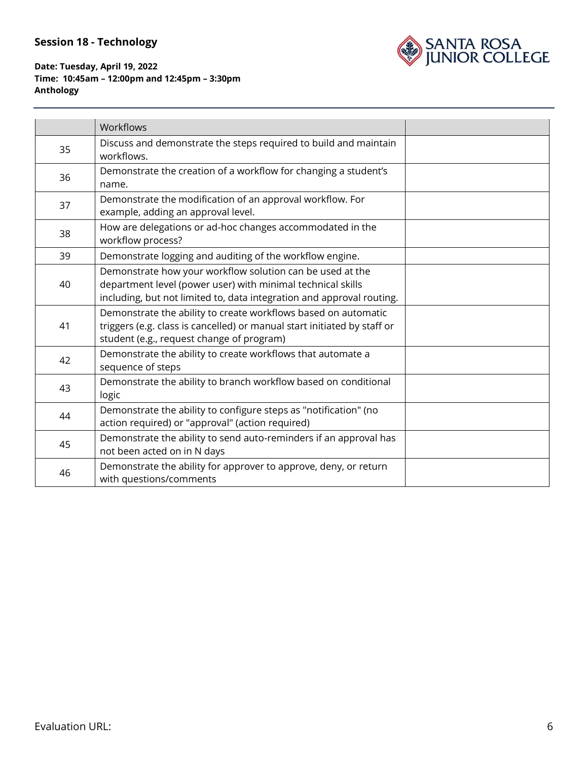**Session 18 - Technology**

**Date: Tuesday, April 19, 2022**
**Time: 10:45am – 12:00pm and 12:45pm – 3:30pm**
**Anthology**

| | Workflows | |
|---|---|---|
| 35 | Discuss and demonstrate the steps required to build and maintain workflows. | |
| 36 | Demonstrate the creation of a workflow for changing a student's name. | |
| 37 | Demonstrate the modification of an approval workflow. For example, adding an approval level. | |
| 38 | How are delegations or ad-hoc changes accommodated in the workflow process? | |
| 39 | Demonstrate logging and auditing of the workflow engine. | |
| 40 | Demonstrate how your workflow solution can be used at the department level (power user) with minimal technical skills including, but not limited to, data integration and approval routing. | |
| 41 | Demonstrate the ability to create workflows based on automatic triggers (e.g. class is cancelled) or manual start initiated by staff or student (e.g., request change of program) | |
| 42 | Demonstrate the ability to create workflows that automate a sequence of steps | |
| 43 | Demonstrate the ability to branch workflow based on conditional logic | |
| 44 | Demonstrate the ability to configure steps as "notification" (no action required) or "approval" (action required) | |
| 45 | Demonstrate the ability to send auto-reminders if an approval has not been acted on in N days | |
| 46 | Demonstrate the ability for approver to approve, deny, or return with questions/comments | |

Evaluation URL: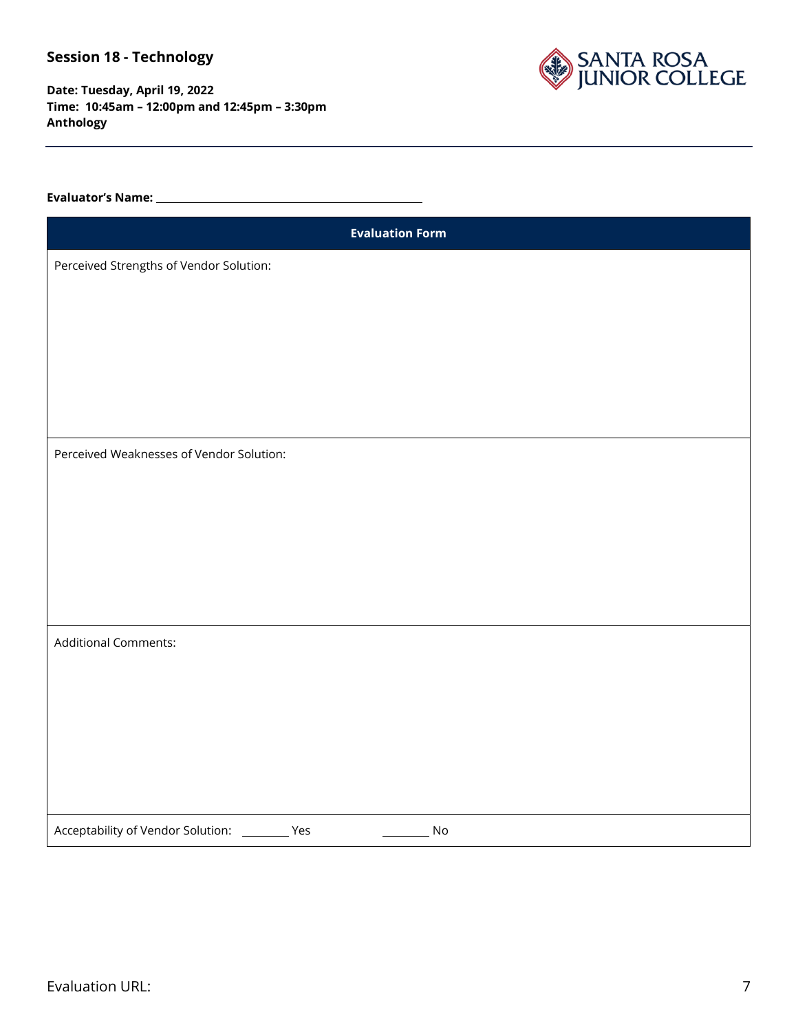**Session 18 - Technology**

**Date: Tuesday, April 19, 2022**
**Time: 10:45am – 12:00pm and 12:45pm – 3:30pm**
**Anthology**

---

**Evaluator's Name:** ____________________________________________

| **Evaluation Form** |
|---|
| Perceived Strengths of Vendor Solution: |
| Perceived Weaknesses of Vendor Solution: |
| Additional Comments: |
| Acceptability of Vendor Solution: ________ Yes ________ No |

Evaluation URL: